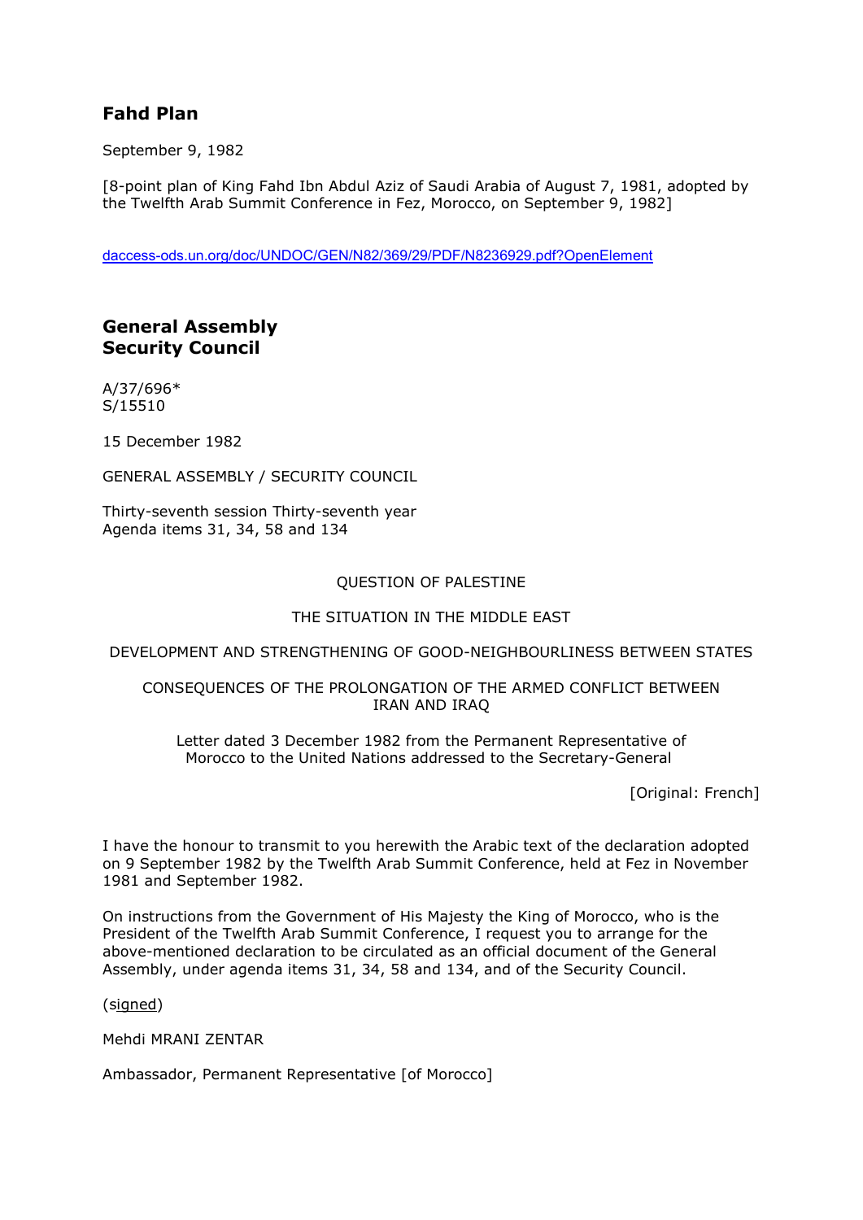## Fahd Plan

September 9, 1982

[8-point plan of King Fahd Ibn Abdul Aziz of Saudi Arabia of August 7, 1981, adopted by the Twelfth Arab Summit Conference in Fez, Morocco, on September 9, 1982]

daccess-ods.un.org/doc/UNDOC/GEN/N82/369/29/PDF/N8236929.pdf?OpenElement

## General Assembly
## Security Council

A/37/696*
S/15510

15 December 1982

GENERAL ASSEMBLY / SECURITY COUNCIL

Thirty-seventh session Thirty-seventh year
Agenda items 31, 34, 58 and 134

QUESTION OF PALESTINE

THE SITUATION IN THE MIDDLE EAST

DEVELOPMENT AND STRENGTHENING OF GOOD-NEIGHBOURLINESS BETWEEN STATES

CONSEQUENCES OF THE PROLONGATION OF THE ARMED CONFLICT BETWEEN IRAN AND IRAQ

Letter dated 3 December 1982 from the Permanent Representative of Morocco to the United Nations addressed to the Secretary-General

[Original: French]

I have the honour to transmit to you herewith the Arabic text of the declaration adopted on 9 September 1982 by the Twelfth Arab Summit Conference, held at Fez in November 1981 and September 1982.

On instructions from the Government of His Majesty the King of Morocco, who is the President of the Twelfth Arab Summit Conference, I request you to arrange for the above-mentioned declaration to be circulated as an official document of the General Assembly, under agenda items 31, 34, 58 and 134, and of the Security Council.

(signed)

Mehdi MRANI ZENTAR

Ambassador, Permanent Representative [of Morocco]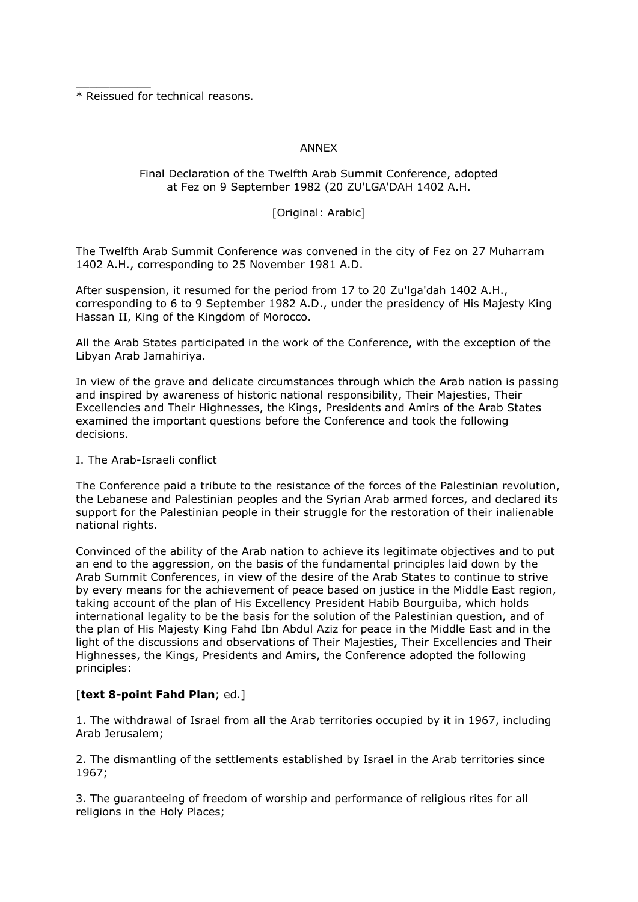___________
* Reissued for technical reasons.

ANNEX

Final Declaration of the Twelfth Arab Summit Conference, adopted at Fez on 9 September 1982 (20 ZU'LGA'DAH 1402 A.H.

[Original: Arabic]

The Twelfth Arab Summit Conference was convened in the city of Fez on 27 Muharram 1402 A.H., corresponding to 25 November 1981 A.D.

After suspension, it resumed for the period from 17 to 20 Zu'lga'dah 1402 A.H., corresponding to 6 to 9 September 1982 A.D., under the presidency of His Majesty King Hassan II, King of the Kingdom of Morocco.

All the Arab States participated in the work of the Conference, with the exception of the Libyan Arab Jamahiriya.

In view of the grave and delicate circumstances through which the Arab nation is passing and inspired by awareness of historic national responsibility, Their Majesties, Their Excellencies and Their Highnesses, the Kings, Presidents and Amirs of the Arab States examined the important questions before the Conference and took the following decisions.

I. The Arab-Israeli conflict

The Conference paid a tribute to the resistance of the forces of the Palestinian revolution, the Lebanese and Palestinian peoples and the Syrian Arab armed forces, and declared its support for the Palestinian people in their struggle for the restoration of their inalienable national rights.

Convinced of the ability of the Arab nation to achieve its legitimate objectives and to put an end to the aggression, on the basis of the fundamental principles laid down by the Arab Summit Conferences, in view of the desire of the Arab States to continue to strive by every means for the achievement of peace based on justice in the Middle East region, taking account of the plan of His Excellency President Habib Bourguiba, which holds international legality to be the basis for the solution of the Palestinian question, and of the plan of His Majesty King Fahd Ibn Abdul Aziz for peace in the Middle East and in the light of the discussions and observations of Their Majesties, Their Excellencies and Their Highnesses, the Kings, Presidents and Amirs, the Conference adopted the following principles:

[**text 8-point Fahd Plan**; ed.]

1. The withdrawal of Israel from all the Arab territories occupied by it in 1967, including Arab Jerusalem;

2. The dismantling of the settlements established by Israel in the Arab territories since 1967;

3. The guaranteeing of freedom of worship and performance of religious rites for all religions in the Holy Places;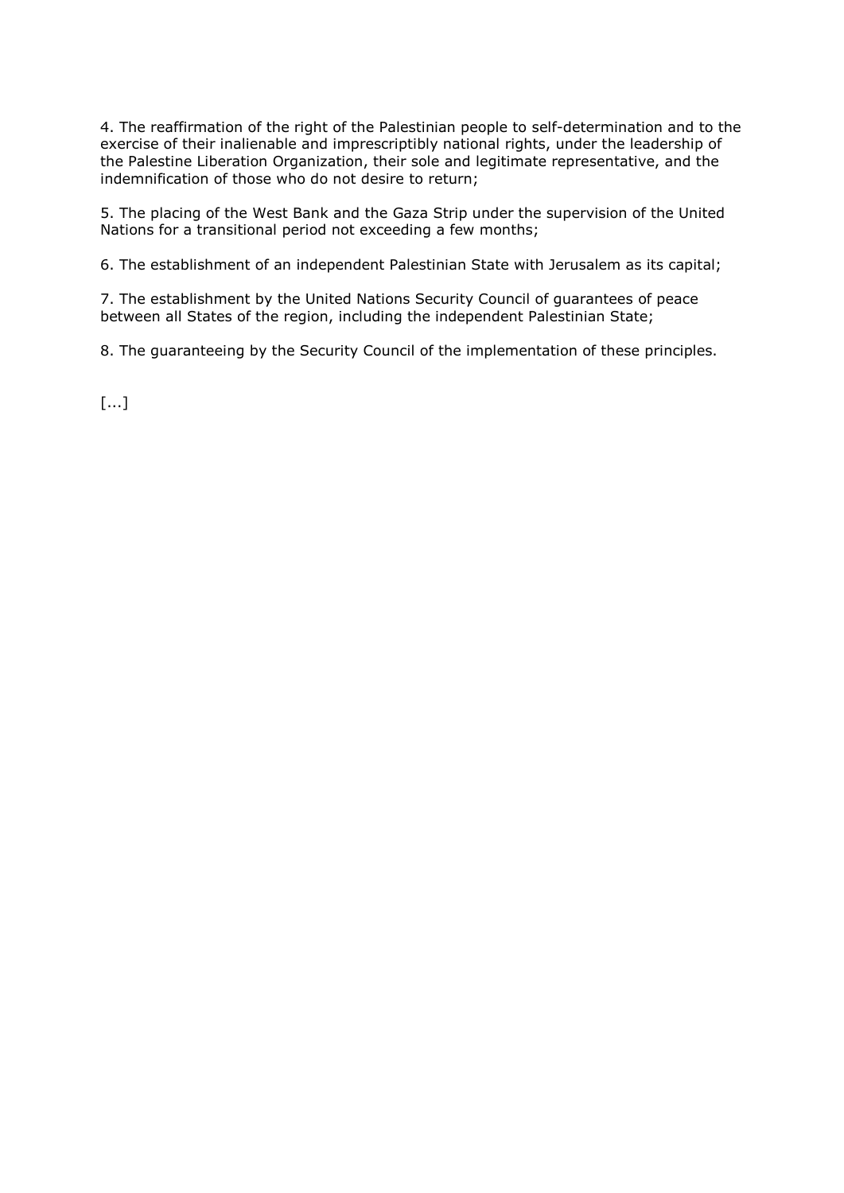4. The reaffirmation of the right of the Palestinian people to self-determination and to the exercise of their inalienable and imprescriptibly national rights, under the leadership of the Palestine Liberation Organization, their sole and legitimate representative, and the indemnification of those who do not desire to return;

5. The placing of the West Bank and the Gaza Strip under the supervision of the United Nations for a transitional period not exceeding a few months;

6. The establishment of an independent Palestinian State with Jerusalem as its capital;

7. The establishment by the United Nations Security Council of guarantees of peace between all States of the region, including the independent Palestinian State;

8. The guaranteeing by the Security Council of the implementation of these principles.

[...]